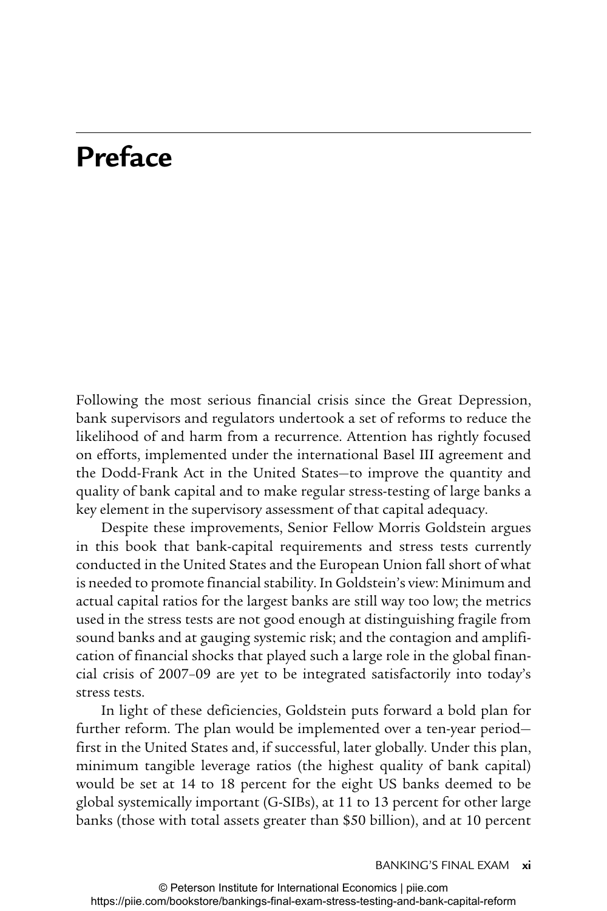# Preface

Following the most serious financial crisis since the Great Depression, bank supervisors and regulators undertook a set of reforms to reduce the likelihood of and harm from a recurrence. Attention has rightly focused on efforts, implemented under the international Basel III agreement and the Dodd-Frank Act in the United States—to improve the quantity and quality of bank capital and to make regular stress-testing of large banks a key element in the supervisory assessment of that capital adequacy.

Despite these improvements, Senior Fellow Morris Goldstein argues in this book that bank-capital requirements and stress tests currently conducted in the United States and the European Union fall short of what is needed to promote financial stability. In Goldstein's view: Minimum and actual capital ratios for the largest banks are still way too low; the metrics used in the stress tests are not good enough at distinguishing fragile from sound banks and at gauging systemic risk; and the contagion and amplification of financial shocks that played such a large role in the global financial crisis of 2007–09 are yet to be integrated satisfactorily into today's stress tests.

In light of these deficiencies, Goldstein puts forward a bold plan for further reform. The plan would be implemented over a ten-year period—first in the United States and, if successful, later globally. Under this plan, minimum tangible leverage ratios (the highest quality of bank capital) would be set at 14 to 18 percent for the eight US banks deemed to be global systemically important (G-SIBs), at 11 to 13 percent for other large banks (those with total assets greater than $50 billion), and at 10 percent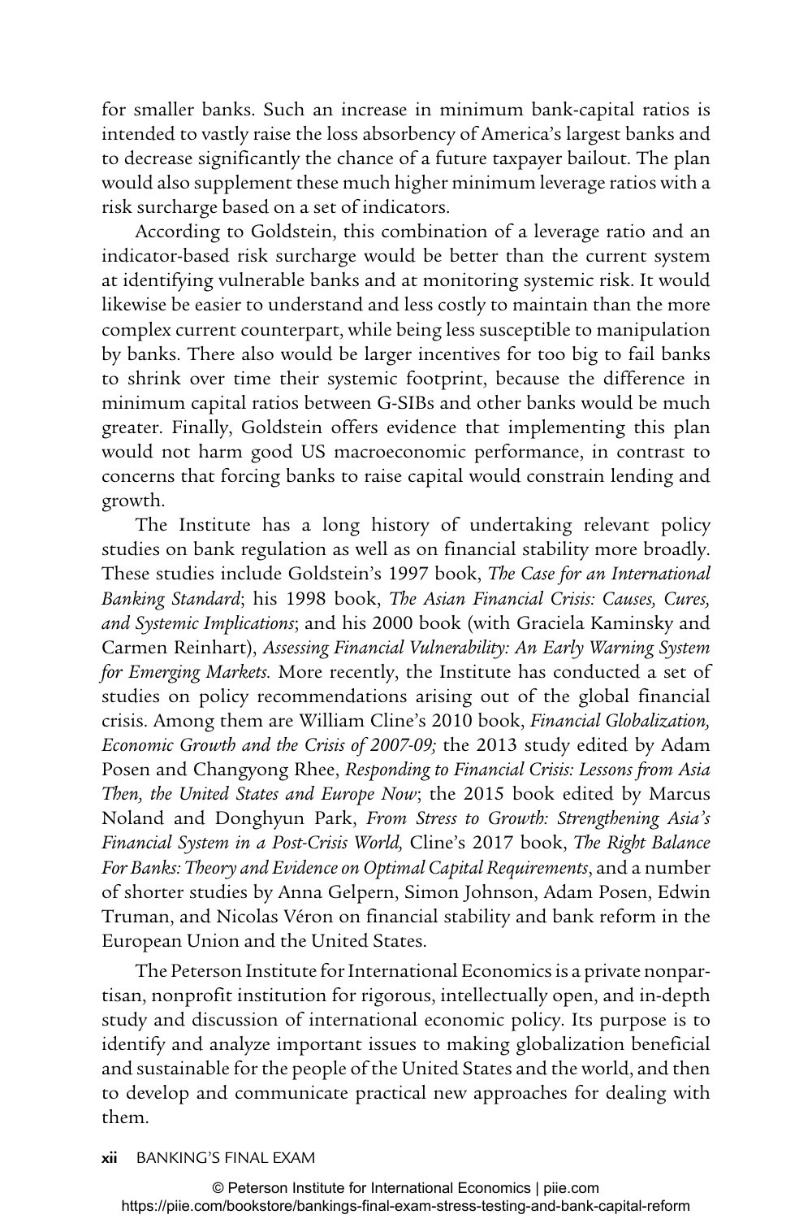for smaller banks. Such an increase in minimum bank-capital ratios is intended to vastly raise the loss absorbency of America's largest banks and to decrease significantly the chance of a future taxpayer bailout. The plan would also supplement these much higher minimum leverage ratios with a risk surcharge based on a set of indicators.

According to Goldstein, this combination of a leverage ratio and an indicator-based risk surcharge would be better than the current system at identifying vulnerable banks and at monitoring systemic risk. It would likewise be easier to understand and less costly to maintain than the more complex current counterpart, while being less susceptible to manipulation by banks. There also would be larger incentives for too big to fail banks to shrink over time their systemic footprint, because the difference in minimum capital ratios between G-SIBs and other banks would be much greater. Finally, Goldstein offers evidence that implementing this plan would not harm good US macroeconomic performance, in contrast to concerns that forcing banks to raise capital would constrain lending and growth.

The Institute has a long history of undertaking relevant policy studies on bank regulation as well as on financial stability more broadly. These studies include Goldstein's 1997 book, *The Case for an International Banking Standard*; his 1998 book, *The Asian Financial Crisis: Causes, Cures, and Systemic Implications*; and his 2000 book (with Graciela Kaminsky and Carmen Reinhart), *Assessing Financial Vulnerability: An Early Warning System for Emerging Markets.* More recently, the Institute has conducted a set of studies on policy recommendations arising out of the global financial crisis. Among them are William Cline's 2010 book, *Financial Globalization, Economic Growth and the Crisis of 2007-09;* the 2013 study edited by Adam Posen and Changyong Rhee, *Responding to Financial Crisis: Lessons from Asia Then, the United States and Europe Now*; the 2015 book edited by Marcus Noland and Donghyun Park, *From Stress to Growth: Strengthening Asia's Financial System in a Post-Crisis World,* Cline's 2017 book, *The Right Balance For Banks: Theory and Evidence on Optimal Capital Requirements*, and a number of shorter studies by Anna Gelpern, Simon Johnson, Adam Posen, Edwin Truman, and Nicolas Véron on financial stability and bank reform in the European Union and the United States.

The Peterson Institute for International Economics is a private nonpartisan, nonprofit institution for rigorous, intellectually open, and in-depth study and discussion of international economic policy. Its purpose is to identify and analyze important issues to making globalization beneficial and sustainable for the people of the United States and the world, and then to develop and communicate practical new approaches for dealing with them.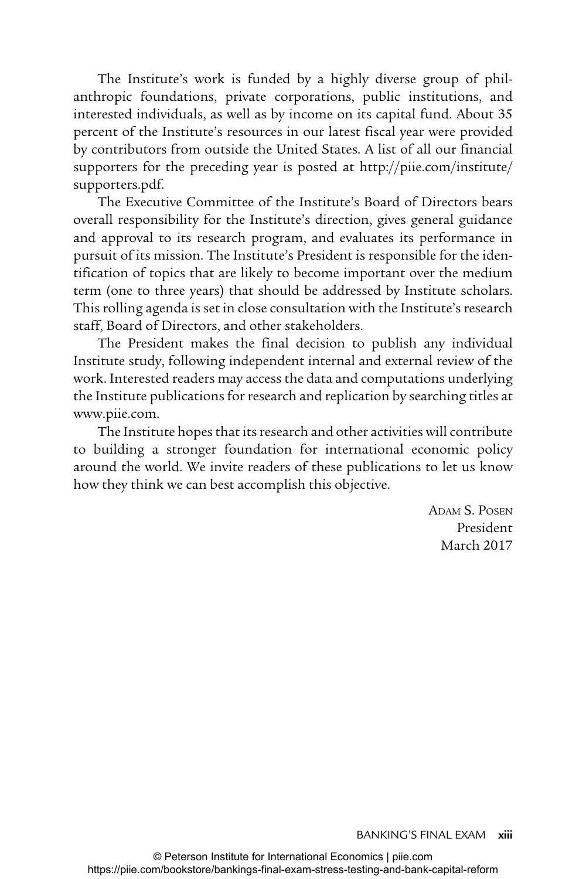The Institute's work is funded by a highly diverse group of philanthropic foundations, private corporations, public institutions, and interested individuals, as well as by income on its capital fund. About 35 percent of the Institute's resources in our latest fiscal year were provided by contributors from outside the United States. A list of all our financial supporters for the preceding year is posted at http://piie.com/institute/supporters.pdf.

The Executive Committee of the Institute's Board of Directors bears overall responsibility for the Institute's direction, gives general guidance and approval to its research program, and evaluates its performance in pursuit of its mission. The Institute's President is responsible for the identification of topics that are likely to become important over the medium term (one to three years) that should be addressed by Institute scholars. This rolling agenda is set in close consultation with the Institute's research staff, Board of Directors, and other stakeholders.

The President makes the final decision to publish any individual Institute study, following independent internal and external review of the work. Interested readers may access the data and computations underlying the Institute publications for research and replication by searching titles at www.piie.com.

The Institute hopes that its research and other activities will contribute to building a stronger foundation for international economic policy around the world. We invite readers of these publications to let us know how they think we can best accomplish this objective.

Adam S. Posen
President
March 2017